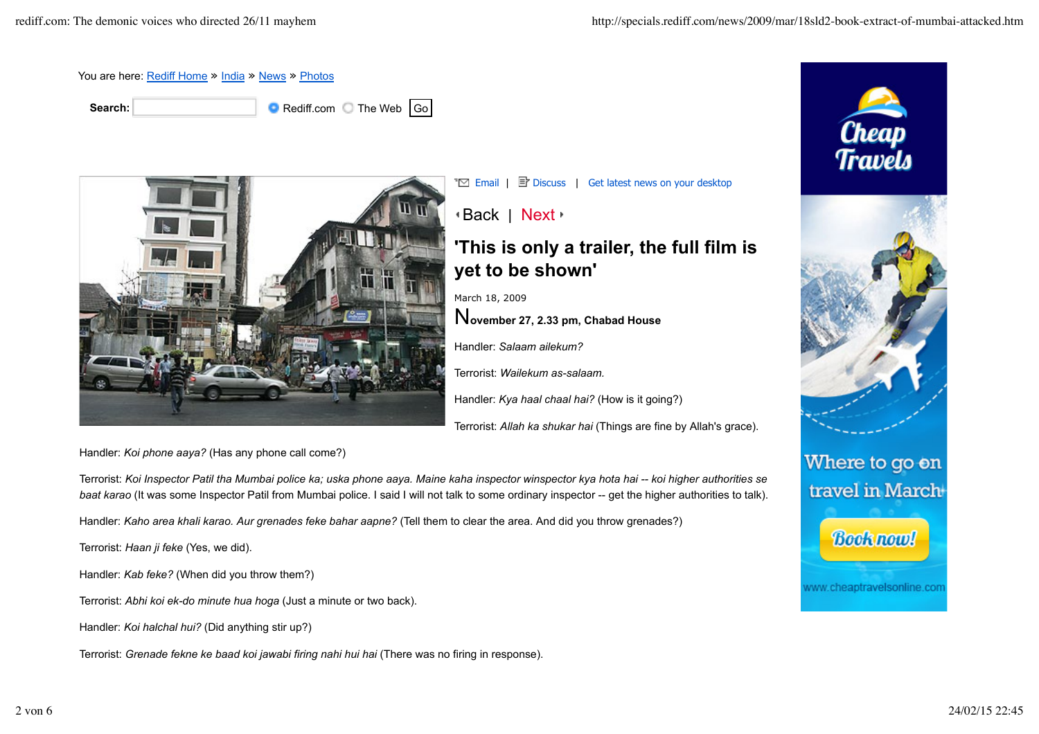You are here: Rediff Home » India » News » Photos

Search: Rediff.com The Web Go

Email | Discuss | Get latest news on your desktop

Back | Next

# 'This is only a trailer, the full film is yet to be shown'

March 18, 2009

**November 27, 2.33 pm, Chabad House**

Handler: *Salaam ailekum?*

Terrorist: *Wailekum as-salaam.*

Handler: *Kya haal chaal hai?* (How is it going?)

Terrorist: *Allah ka shukar hai* (Things are fine by Allah's grace).

Handler: *Koi phone aaya?* (Has any phone call come?)

Terrorist: *Koi Inspector Patil tha Mumbai police ka; uska phone aaya. Maine kaha inspector winspector kya hota hai -- koi higher authorities se baat karao* (It was some Inspector Patil from Mumbai police. I said I will not talk to some ordinary inspector -- get the higher authorities to talk).

Handler: *Kaho area khali karao. Aur grenades feke bahar aapne?* (Tell them to clear the area. And did you throw grenades?)

Terrorist: *Haan ji feke* (Yes, we did).

Handler: *Kab feke?* (When did you throw them?)

Terrorist: *Abhi koi ek-do minute hua hoga* (Just a minute or two back).

Handler: *Koi halchal hui?* (Did anything stir up?)

Terrorist: *Grenade fekne ke baad koi jawabi firing nahi hui hai* (There was no firing in response).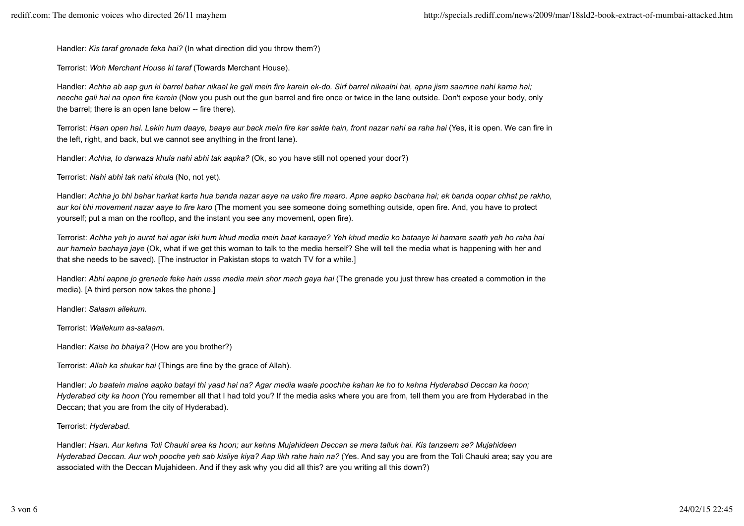Handler: *Kis taraf grenade feka hai?* (In what direction did you throw them?)

Terrorist: *Woh Merchant House ki taraf* (Towards Merchant House).

Handler: *Achha ab aap gun ki barrel bahar nikaal ke gali mein fire karein ek-do. Sirf barrel nikaalni hai, apna jism saamne nahi karna hai; neeche gali hai na open fire karein* (Now you push out the gun barrel and fire once or twice in the lane outside. Don't expose your body, only the barrel; there is an open lane below -- fire there).

Terrorist: *Haan open hai. Lekin hum daaye, baaye aur back mein fire kar sakte hain, front nazar nahi aa raha hai* (Yes, it is open. We can fire in the left, right, and back, but we cannot see anything in the front lane).

Handler: *Achha, to darwaza khula nahi abhi tak aapka?* (Ok, so you have still not opened your door?)

Terrorist: *Nahi abhi tak nahi khula* (No, not yet).

Handler: *Achha jo bhi bahar harkat karta hua banda nazar aaye na usko fire maaro. Apne aapko bachana hai; ek banda oopar chhat pe rakho, aur koi bhi movement nazar aaye to fire karo* (The moment you see someone doing something outside, open fire. And, you have to protect yourself; put a man on the rooftop, and the instant you see any movement, open fire).

Terrorist: *Achha yeh jo aurat hai agar iski hum khud media mein baat karaaye? Yeh khud media ko bataaye ki hamare saath yeh ho raha hai aur hamein bachaya jaye* (Ok, what if we get this woman to talk to the media herself? She will tell the media what is happening with her and that she needs to be saved). [The instructor in Pakistan stops to watch TV for a while.]

Handler: *Abhi aapne jo grenade feke hain usse media mein shor mach gaya hai* (The grenade you just threw has created a commotion in the media). [A third person now takes the phone.]

Handler: *Salaam ailekum.*

Terrorist: *Wailekum as-salaam.*

Handler: *Kaise ho bhaiya?* (How are you brother?)

Terrorist: *Allah ka shukar hai* (Things are fine by the grace of Allah).

Handler: *Jo baatein maine aapko batayi thi yaad hai na? Agar media waale poochhe kahan ke ho to kehna Hyderabad Deccan ka hoon; Hyderabad city ka hoon* (You remember all that I had told you? If the media asks where you are from, tell them you are from Hyderabad in the Deccan; that you are from the city of Hyderabad).

Terrorist: *Hyderabad.*

Handler: *Haan. Aur kehna Toli Chauki area ka hoon; aur kehna Mujahideen Deccan se mera talluk hai. Kis tanzeem se? Mujahideen Hyderabad Deccan. Aur woh pooche yeh sab kisliye kiya? Aap likh rahe hain na?* (Yes. And say you are from the Toli Chauki area; say you are associated with the Deccan Mujahideen. And if they ask why you did all this? are you writing all this down?)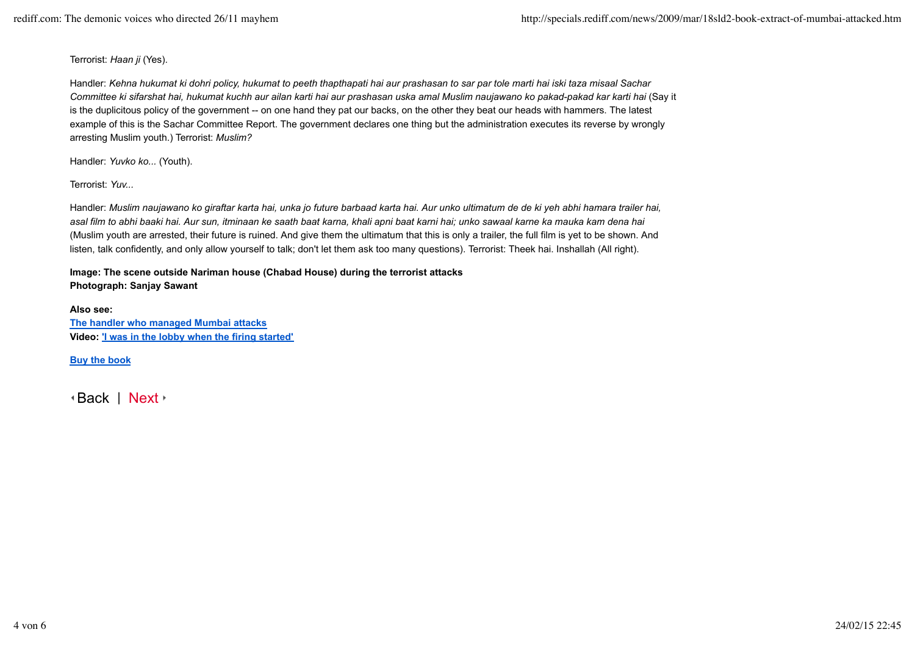Terrorist: *Haan ji* (Yes).

Handler: *Kehna hukumat ki dohri policy, hukumat to peeth thapthapati hai aur prashasan to sar par tole marti hai iski taza misaal Sachar Committee ki sifarshat hai, hukumat kuchh aur ailan karti hai aur prashasan uska amal Muslim naujawano ko pakad-pakad kar karti hai* (Say it is the duplicitous policy of the government -- on one hand they pat our backs, on the other they beat our heads with hammers. The latest example of this is the Sachar Committee Report. The government declares one thing but the administration executes its reverse by wrongly arresting Muslim youth.) Terrorist: *Muslim?*

Handler: *Yuvko ko...* (Youth).

Terrorist: *Yuv...*

Handler: *Muslim naujawano ko giraftar karta hai, unka jo future barbaad karta hai. Aur unko ultimatum de de ki yeh abhi hamara trailer hai, asal film to abhi baaki hai. Aur sun, itminaan ke saath baat karna, khali apni baat karni hai; unko sawaal karne ka mauka kam dena hai* (Muslim youth are arrested, their future is ruined. And give them the ultimatum that this is only a trailer, the full film is yet to be shown. And listen, talk confidently, and only allow yourself to talk; don't let them ask too many questions). Terrorist: Theek hai. Inshallah (All right).

**Image: The scene outside Nariman house (Chabad House) during the terrorist attacks**
**Photograph: Sanjay Sawant**

**Also see:**
**The handler who managed Mumbai attacks**
**Video: 'I was in the lobby when the firing started'**

**Buy the book**

Back | Next